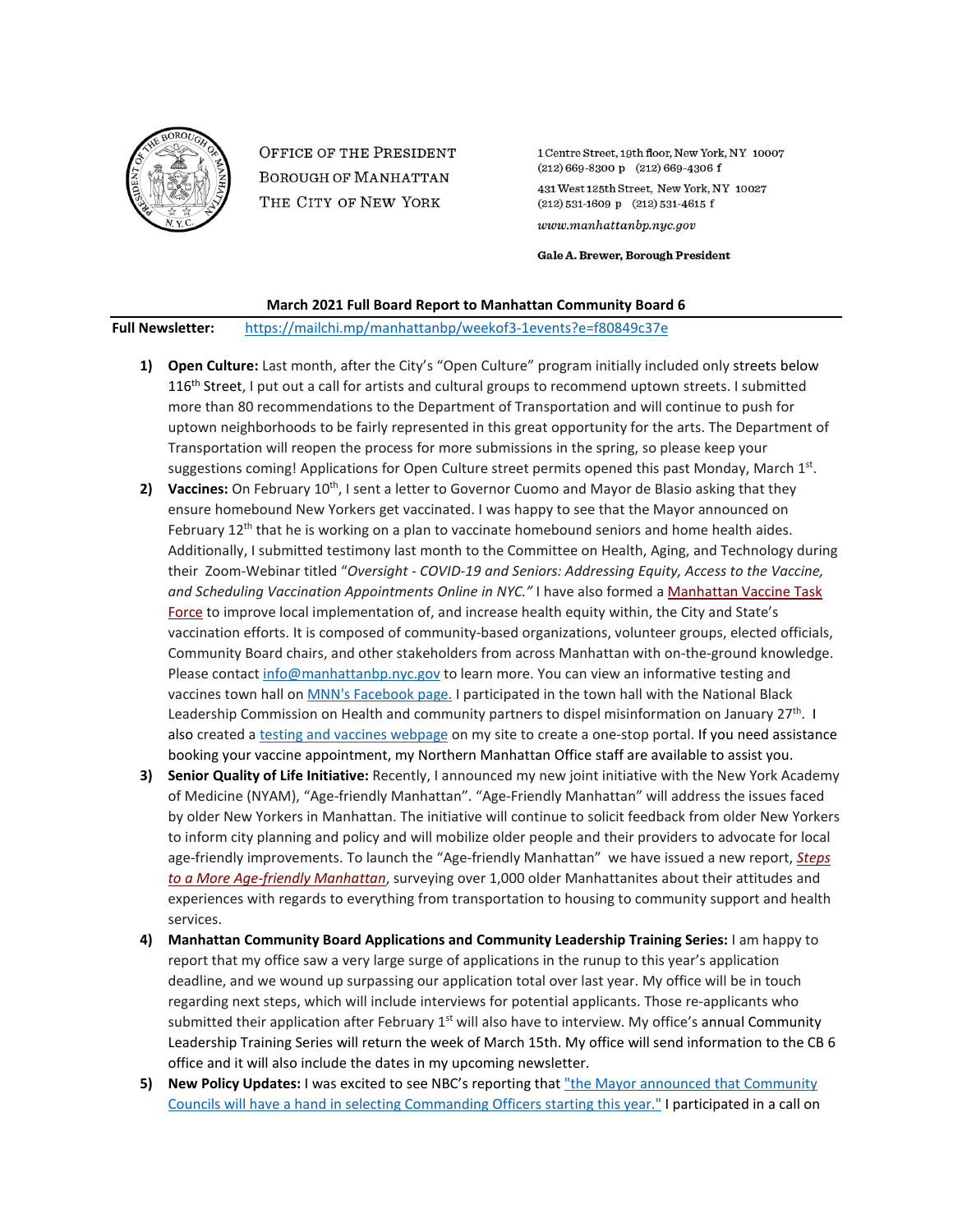Office of the President
Borough of Manhattan
The City of New York

1 Centre Street, 19th floor, New York, NY 10007
(212) 669-8300 p (212) 669-4306 f

431 West 125th Street, New York, NY 10027
(212) 531-1609 p (212) 531-4615 f

*www.manhattanbp.nyc.gov*

**Gale A. Brewer, Borough President**

**March 2021 Full Board Report to Manhattan Community Board 6**

**Full Newsletter:** https://mailchi.mp/manhattanbp/weekof3-1events?e=f80849c37e

1) **Open Culture:** Last month, after the City's "Open Culture" program initially included only streets below 116th Street, I put out a call for artists and cultural groups to recommend uptown streets. I submitted more than 80 recommendations to the Department of Transportation and will continue to push for uptown neighborhoods to be fairly represented in this great opportunity for the arts. The Department of Transportation will reopen the process for more submissions in the spring, so please keep your suggestions coming! Applications for Open Culture street permits opened this past Monday, March 1st.

2) **Vaccines:** On February 10th, I sent a letter to Governor Cuomo and Mayor de Blasio asking that they ensure homebound New Yorkers get vaccinated. I was happy to see that the Mayor announced on February 12th that he is working on a plan to vaccinate homebound seniors and home health aides. Additionally, I submitted testimony last month to the Committee on Health, Aging, and Technology during their Zoom-Webinar titled "*Oversight - COVID-19 and Seniors: Addressing Equity, Access to the Vaccine, and Scheduling Vaccination Appointments Online in NYC.*" I have also formed a Manhattan Vaccine Task Force to improve local implementation of, and increase health equity within, the City and State's vaccination efforts. It is composed of community-based organizations, volunteer groups, elected officials, Community Board chairs, and other stakeholders from across Manhattan with on-the-ground knowledge. Please contact info@manhattanbp.nyc.gov to learn more. You can view an informative testing and vaccines town hall on MNN's Facebook page. I participated in the town hall with the National Black Leadership Commission on Health and community partners to dispel misinformation on January 27th. I also created a testing and vaccines webpage on my site to create a one-stop portal. If you need assistance booking your vaccine appointment, my Northern Manhattan Office staff are available to assist you.

3) **Senior Quality of Life Initiative:** Recently, I announced my new joint initiative with the New York Academy of Medicine (NYAM), "Age-friendly Manhattan". "Age-Friendly Manhattan" will address the issues faced by older New Yorkers in Manhattan. The initiative will continue to solicit feedback from older New Yorkers to inform city planning and policy and will mobilize older people and their providers to advocate for local age-friendly improvements. To launch the "Age-friendly Manhattan" we have issued a new report, ***Steps to a More Age-friendly Manhattan***, surveying over 1,000 older Manhattanites about their attitudes and experiences with regards to everything from transportation to housing to community support and health services.

4) **Manhattan Community Board Applications and Community Leadership Training Series:** I am happy to report that my office saw a very large surge of applications in the runup to this year's application deadline, and we wound up surpassing our application total over last year. My office will be in touch regarding next steps, which will include interviews for potential applicants. Those re-applicants who submitted their application after February 1st will also have to interview. My office's annual Community Leadership Training Series will return the week of March 15th. My office will send information to the CB 6 office and it will also include the dates in my upcoming newsletter.

5) **New Policy Updates:** I was excited to see NBC's reporting that "the Mayor announced that Community Councils will have a hand in selecting Commanding Officers starting this year." I participated in a call on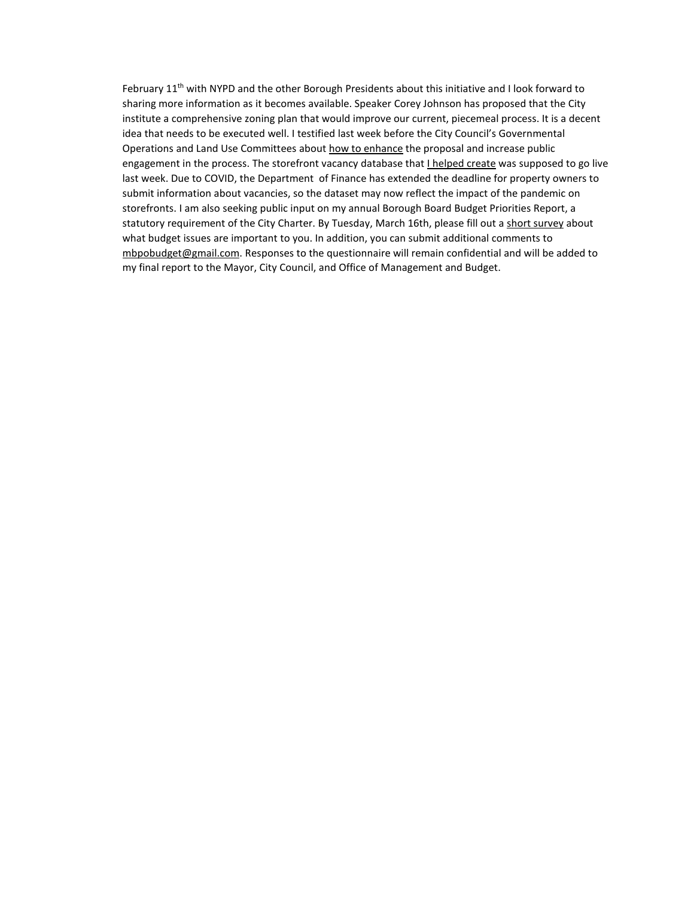February 11th with NYPD and the other Borough Presidents about this initiative and I look forward to sharing more information as it becomes available. Speaker Corey Johnson has proposed that the City institute a comprehensive zoning plan that would improve our current, piecemeal process. It is a decent idea that needs to be executed well. I testified last week before the City Council's Governmental Operations and Land Use Committees about how to enhance the proposal and increase public engagement in the process. The storefront vacancy database that I helped create was supposed to go live last week. Due to COVID, the Department of Finance has extended the deadline for property owners to submit information about vacancies, so the dataset may now reflect the impact of the pandemic on storefronts. I am also seeking public input on my annual Borough Board Budget Priorities Report, a statutory requirement of the City Charter. By Tuesday, March 16th, please fill out a short survey about what budget issues are important to you. In addition, you can submit additional comments to mbpobudget@gmail.com. Responses to the questionnaire will remain confidential and will be added to my final report to the Mayor, City Council, and Office of Management and Budget.